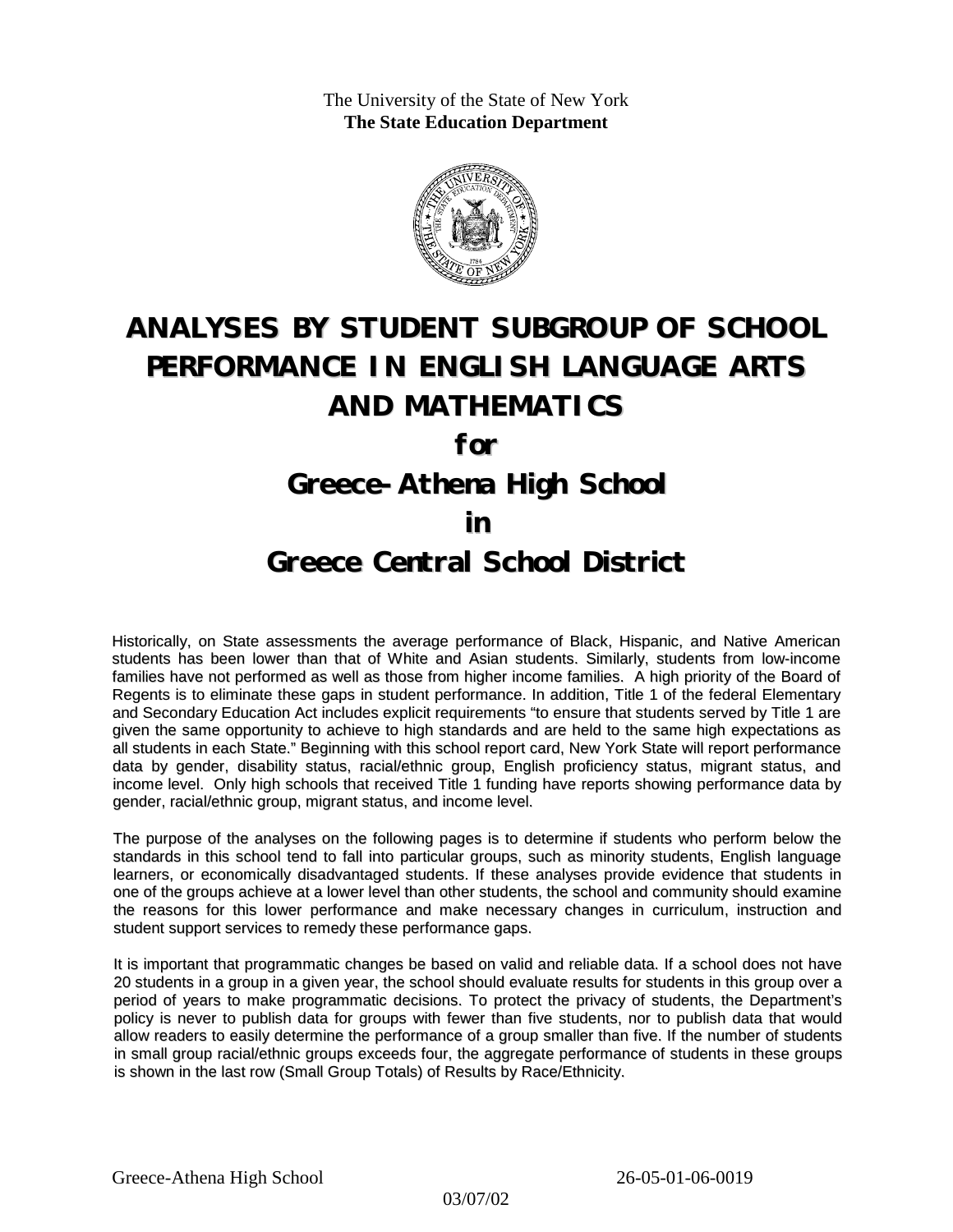The University of the State of New York
**The State Education Department**

# ANALYSES BY STUDENT SUBGROUP OF SCHOOL PERFORMANCE IN ENGLISH LANGUAGE ARTS AND MATHEMATICS

## for

## Greece-Athena High School

## in

## Greece Central School District

Historically, on State assessments the average performance of Black, Hispanic, and Native American students has been lower than that of White and Asian students. Similarly, students from low-income families have not performed as well as those from higher income families. A high priority of the Board of Regents is to eliminate these gaps in student performance. In addition, Title 1 of the federal Elementary and Secondary Education Act includes explicit requirements "to ensure that students served by Title 1 are given the same opportunity to achieve to high standards and are held to the same high expectations as all students in each State." Beginning with this school report card, New York State will report performance data by gender, disability status, racial/ethnic group, English proficiency status, migrant status, and income level. Only high schools that received Title 1 funding have reports showing performance data by gender, racial/ethnic group, migrant status, and income level.

The purpose of the analyses on the following pages is to determine if students who perform below the standards in this school tend to fall into particular groups, such as minority students, English language learners, or economically disadvantaged students. If these analyses provide evidence that students in one of the groups achieve at a lower level than other students, the school and community should examine the reasons for this lower performance and make necessary changes in curriculum, instruction and student support services to remedy these performance gaps.

It is important that programmatic changes be based on valid and reliable data. If a school does not have 20 students in a group in a given year, the school should evaluate results for students in this group over a period of years to make programmatic decisions. To protect the privacy of students, the Department's policy is never to publish data for groups with fewer than five students, nor to publish data that would allow readers to easily determine the performance of a group smaller than five. If the number of students in small group racial/ethnic groups exceeds four, the aggregate performance of students in these groups is shown in the last row (Small Group Totals) of Results by Race/Ethnicity.

Greece-Athena High School 26-05-01-06-0019

03/07/02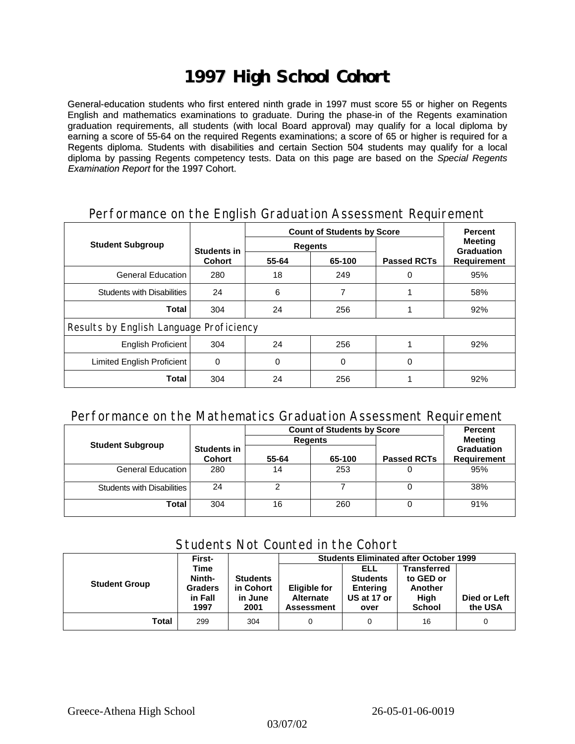# 1997 High School Cohort

General-education students who first entered ninth grade in 1997 must score 55 or higher on Regents English and mathematics examinations to graduate. During the phase-in of the Regents examination graduation requirements, all students (with local Board approval) may qualify for a local diploma by earning a score of 55-64 on the required Regents examinations; a score of 65 or higher is required for a Regents diploma. Students with disabilities and certain Section 504 students may qualify for a local diploma by passing Regents competency tests. Data on this page are based on the *Special Regents Examination Report* for the 1997 Cohort.

## Performance on the English Graduation Assessment Requirement

| Student Subgroup | Students in Cohort | Count of Students by Score | | | Percent Meeting Graduation Requirement |
|---|---|---|---|---|---|
| | | Regents 55-64 | Regents 65-100 | Passed RCTs | |
| General Education | 280 | 18 | 249 | 0 | 95% |
| Students with Disabilities | 24 | 6 | 7 | 1 | 58% |
| **Total** | 304 | 24 | 256 | 1 | 92% |
| Results by English Language Proficiency | | | | | |
| English Proficient | 304 | 24 | 256 | 1 | 92% |
| Limited English Proficient | 0 | 0 | 0 | 0 | |
| **Total** | 304 | 24 | 256 | 1 | 92% |

## Performance on the Mathematics Graduation Assessment Requirement

| Student Subgroup | Students in Cohort | Count of Students by Score | | | Percent Meeting Graduation Requirement |
|---|---|---|---|---|---|
| | | Regents 55-64 | Regents 65-100 | Passed RCTs | |
| General Education | 280 | 14 | 253 | 0 | 95% |
| Students with Disabilities | 24 | 2 | 7 | 0 | 38% |
| **Total** | 304 | 16 | 260 | 0 | 91% |

## Students Not Counted in the Cohort

| Student Group | First-Time Ninth-Graders in Fall 1997 | Students in Cohort in June 2001 | Students Eliminated after October 1999 | | | |
|---|---|---|---|---|---|---|
| | | | Eligible for Alternate Assessment | ELL Students Entering US at 17 or over | Transferred to GED or Another High School | Died or Left the USA |
| **Total** | 299 | 304 | 0 | 0 | 16 | 0 |

Greece-Athena High School 26-05-01-06-0019

03/07/02